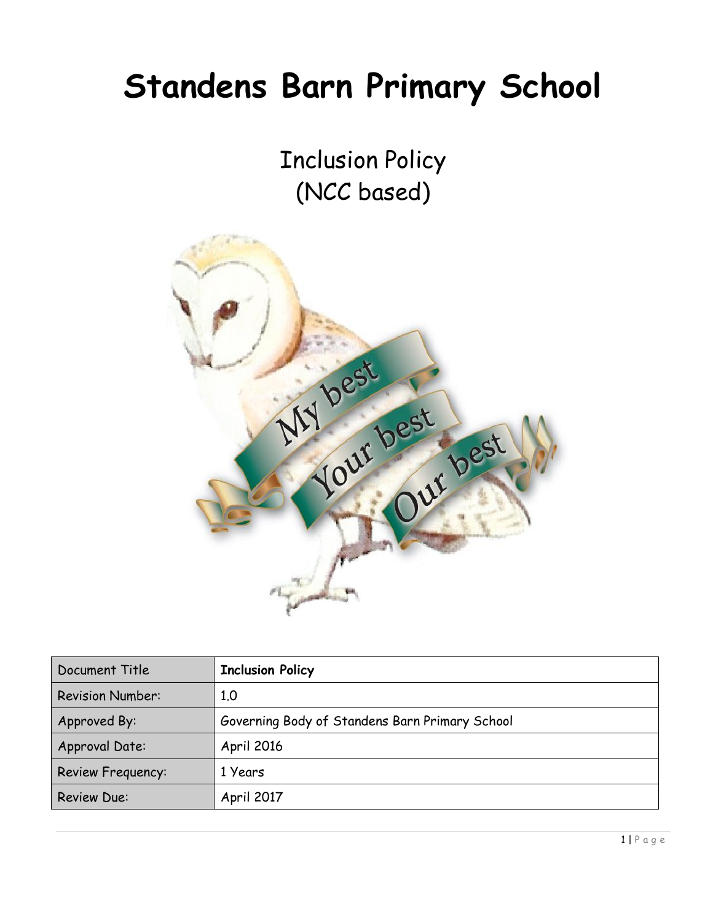# Standens Barn Primary School

Inclusion Policy
(NCC based)

| Document Title | **Inclusion Policy** |
| --- | --- |
| Revision Number: | 1.0 |
| Approved By: | Governing Body of Standens Barn Primary School |
| Approval Date: | April 2016 |
| Review Frequency: | 1 Years |
| Review Due: | April 2017 |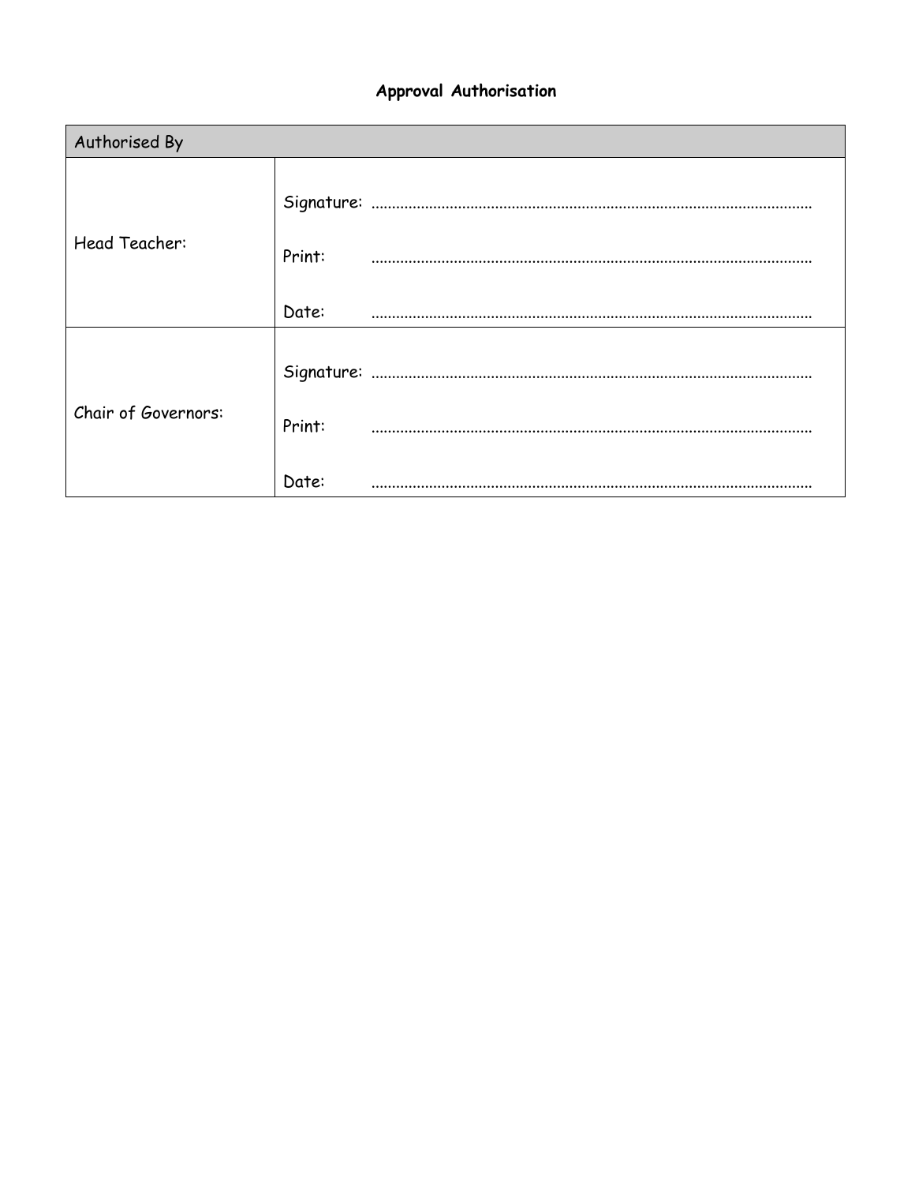**Approval Authorisation**

| Authorised By | |
|---|---|
| Head Teacher: | Signature: .......................................................................................................... <br> Print: .......................................................................................................... <br> Date: .......................................................................................................... |
| Chair of Governors: | Signature: .......................................................................................................... <br> Print: .......................................................................................................... <br> Date: .......................................................................................................... |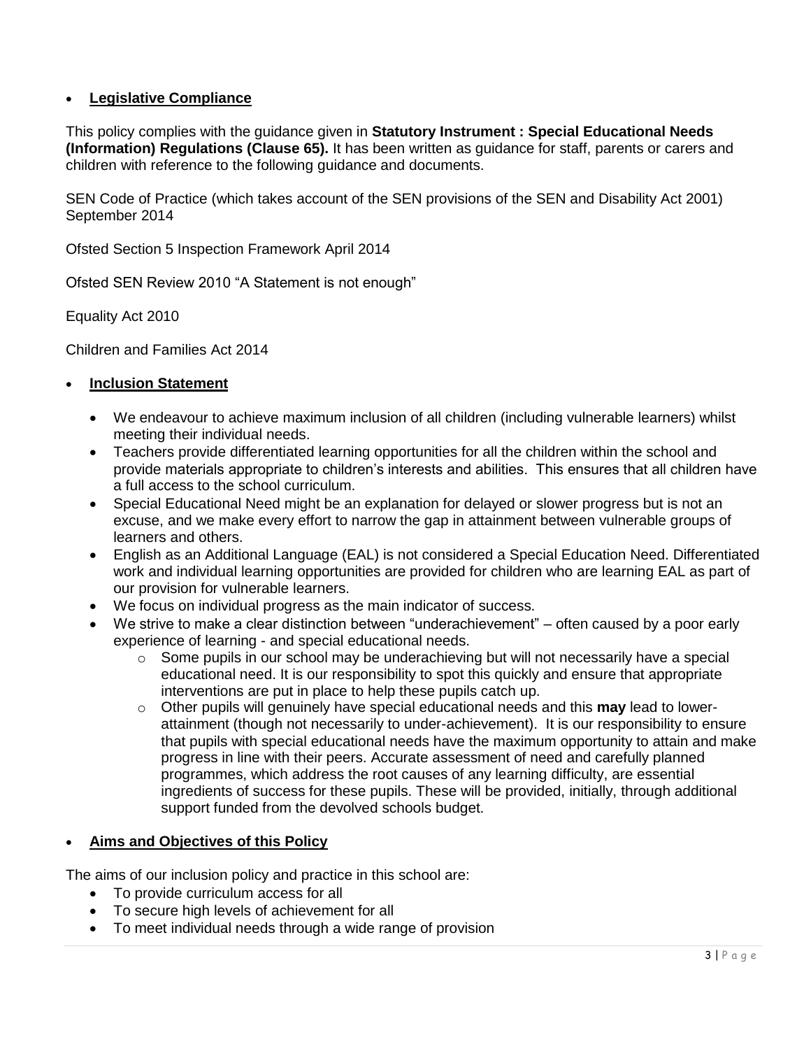- **Legislative Compliance**

This policy complies with the guidance given in **Statutory Instrument : Special Educational Needs (Information) Regulations (Clause 65).** It has been written as guidance for staff, parents or carers and children with reference to the following guidance and documents.

SEN Code of Practice (which takes account of the SEN provisions of the SEN and Disability Act 2001) September 2014

Ofsted Section 5 Inspection Framework April 2014

Ofsted SEN Review 2010 "A Statement is not enough"

Equality Act 2010

Children and Families Act 2014

- **Inclusion Statement**

  - We endeavour to achieve maximum inclusion of all children (including vulnerable learners) whilst meeting their individual needs.
  - Teachers provide differentiated learning opportunities for all the children within the school and provide materials appropriate to children's interests and abilities. This ensures that all children have a full access to the school curriculum.
  - Special Educational Need might be an explanation for delayed or slower progress but is not an excuse, and we make every effort to narrow the gap in attainment between vulnerable groups of learners and others.
  - English as an Additional Language (EAL) is not considered a Special Education Need. Differentiated work and individual learning opportunities are provided for children who are learning EAL as part of our provision for vulnerable learners.
  - We focus on individual progress as the main indicator of success.
  - We strive to make a clear distinction between "underachievement" – often caused by a poor early experience of learning - and special educational needs.
    - Some pupils in our school may be underachieving but will not necessarily have a special educational need. It is our responsibility to spot this quickly and ensure that appropriate interventions are put in place to help these pupils catch up.
    - Other pupils will genuinely have special educational needs and this **may** lead to lower-attainment (though not necessarily to under-achievement). It is our responsibility to ensure that pupils with special educational needs have the maximum opportunity to attain and make progress in line with their peers. Accurate assessment of need and carefully planned programmes, which address the root causes of any learning difficulty, are essential ingredients of success for these pupils. These will be provided, initially, through additional support funded from the devolved schools budget.

- **Aims and Objectives of this Policy**

The aims of our inclusion policy and practice in this school are:

- To provide curriculum access for all
- To secure high levels of achievement for all
- To meet individual needs through a wide range of provision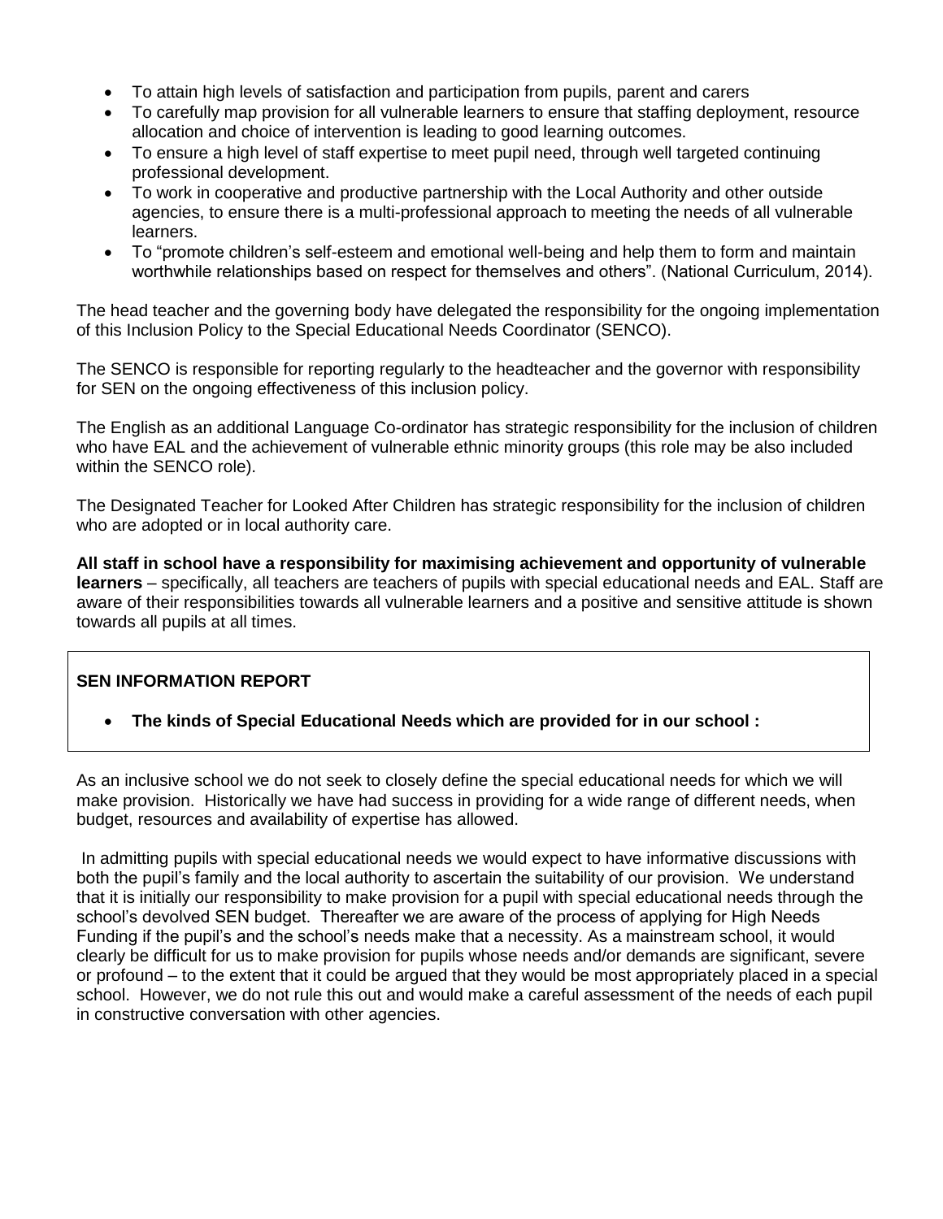- To attain high levels of satisfaction and participation from pupils, parent and carers
- To carefully map provision for all vulnerable learners to ensure that staffing deployment, resource allocation and choice of intervention is leading to good learning outcomes.
- To ensure a high level of staff expertise to meet pupil need, through well targeted continuing professional development.
- To work in cooperative and productive partnership with the Local Authority and other outside agencies, to ensure there is a multi-professional approach to meeting the needs of all vulnerable learners.
- To "promote children's self-esteem and emotional well-being and help them to form and maintain worthwhile relationships based on respect for themselves and others". (National Curriculum, 2014).

The head teacher and the governing body have delegated the responsibility for the ongoing implementation of this Inclusion Policy to the Special Educational Needs Coordinator (SENCO).

The SENCO is responsible for reporting regularly to the headteacher and the governor with responsibility for SEN on the ongoing effectiveness of this inclusion policy.

The English as an additional Language Co-ordinator has strategic responsibility for the inclusion of children who have EAL and the achievement of vulnerable ethnic minority groups (this role may be also included within the SENCO role).

The Designated Teacher for Looked After Children has strategic responsibility for the inclusion of children who are adopted or in local authority care.

**All staff in school have a responsibility for maximising achievement and opportunity of vulnerable learners** – specifically, all teachers are teachers of pupils with special educational needs and EAL. Staff are aware of their responsibilities towards all vulnerable learners and a positive and sensitive attitude is shown towards all pupils at all times.

## SEN INFORMATION REPORT

- **The kinds of Special Educational Needs which are provided for in our school :**

As an inclusive school we do not seek to closely define the special educational needs for which we will make provision. Historically we have had success in providing for a wide range of different needs, when budget, resources and availability of expertise has allowed.

In admitting pupils with special educational needs we would expect to have informative discussions with both the pupil's family and the local authority to ascertain the suitability of our provision. We understand that it is initially our responsibility to make provision for a pupil with special educational needs through the school's devolved SEN budget. Thereafter we are aware of the process of applying for High Needs Funding if the pupil's and the school's needs make that a necessity. As a mainstream school, it would clearly be difficult for us to make provision for pupils whose needs and/or demands are significant, severe or profound – to the extent that it could be argued that they would be most appropriately placed in a special school. However, we do not rule this out and would make a careful assessment of the needs of each pupil in constructive conversation with other agencies.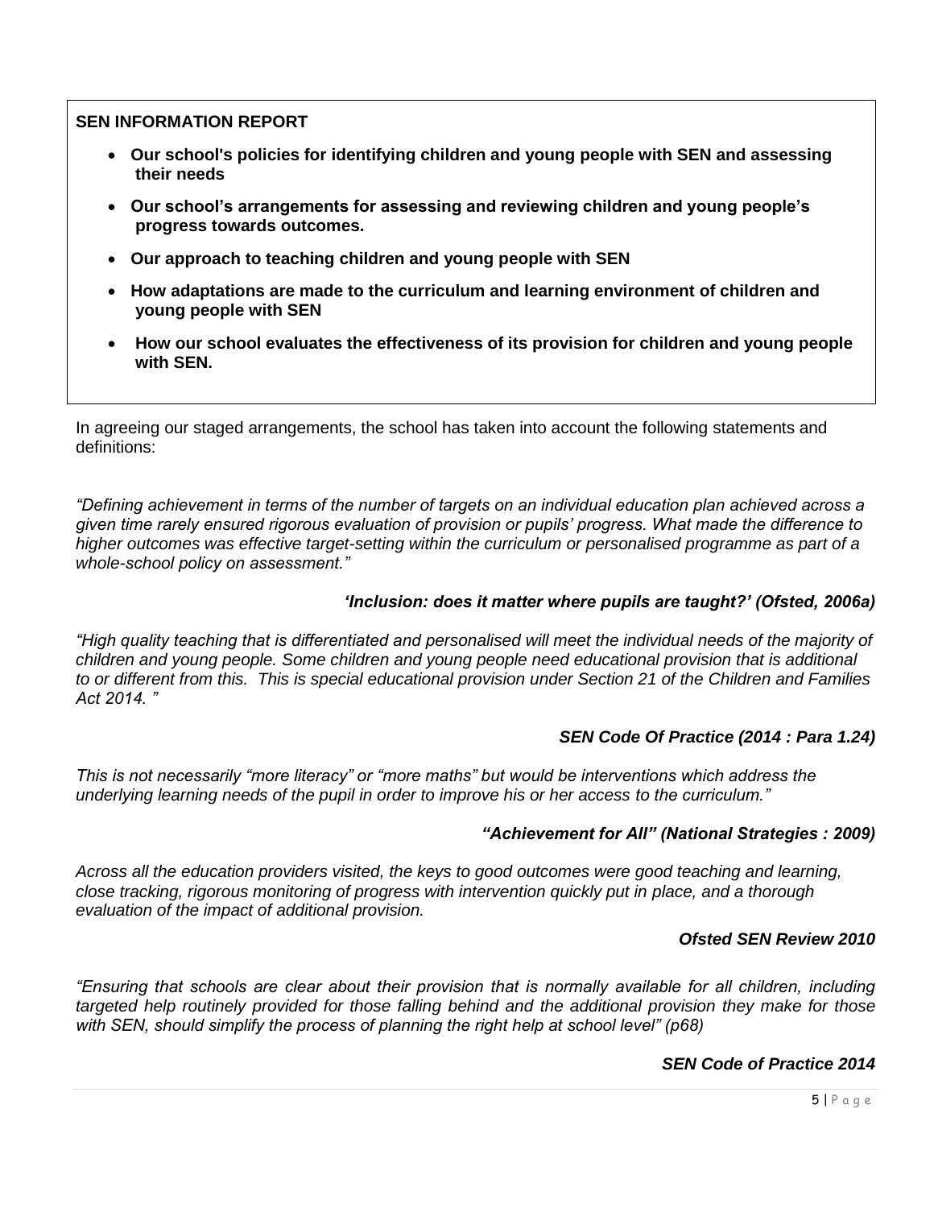**SEN INFORMATION REPORT**

- **Our school's policies for identifying children and young people with SEN and assessing their needs**
- **Our school's arrangements for assessing and reviewing children and young people's progress towards outcomes.**
- **Our approach to teaching children and young people with SEN**
- **How adaptations are made to the curriculum and learning environment of children and young people with SEN**
- **How our school evaluates the effectiveness of its provision for children and young people with SEN.**

In agreeing our staged arrangements, the school has taken into account the following statements and definitions:

*"Defining achievement in terms of the number of targets on an individual education plan achieved across a given time rarely ensured rigorous evaluation of provision or pupils' progress. What made the difference to higher outcomes was effective target-setting within the curriculum or personalised programme as part of a whole-school policy on assessment."*

***'Inclusion: does it matter where pupils are taught?' (Ofsted, 2006a)***

*"High quality teaching that is differentiated and personalised will meet the individual needs of the majority of children and young people. Some children and young people need educational provision that is additional to or different from this. This is special educational provision under Section 21 of the Children and Families Act 2014. "*

***SEN Code Of Practice (2014 : Para 1.24)***

*This is not necessarily "more literacy" or "more maths" but would be interventions which address the underlying learning needs of the pupil in order to improve his or her access to the curriculum."*

***"Achievement for All" (National Strategies : 2009)***

*Across all the education providers visited, the keys to good outcomes were good teaching and learning, close tracking, rigorous monitoring of progress with intervention quickly put in place, and a thorough evaluation of the impact of additional provision.*

***Ofsted SEN Review 2010***

*"Ensuring that schools are clear about their provision that is normally available for all children, including targeted help routinely provided for those falling behind and the additional provision they make for those with SEN, should simplify the process of planning the right help at school level" (p68)*

***SEN Code of Practice 2014***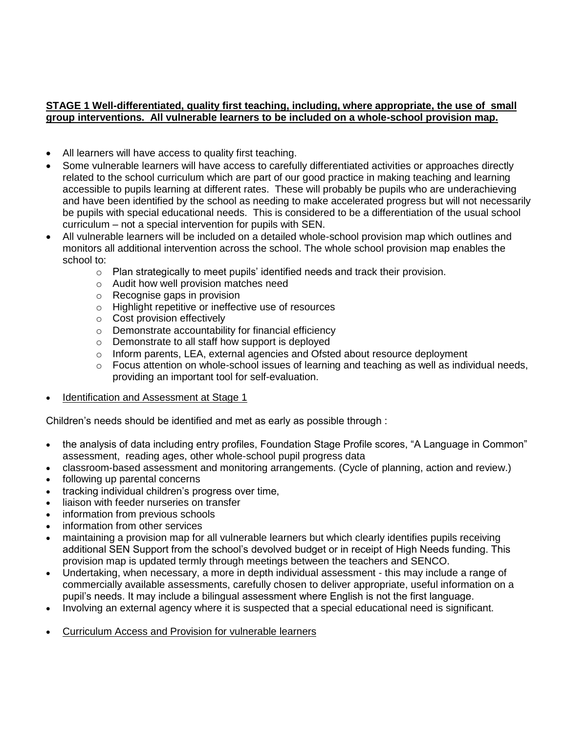**STAGE 1 Well-differentiated, quality first teaching, including, where appropriate, the use of small group interventions. All vulnerable learners to be included on a whole-school provision map.**

- All learners will have access to quality first teaching.
- Some vulnerable learners will have access to carefully differentiated activities or approaches directly related to the school curriculum which are part of our good practice in making teaching and learning accessible to pupils learning at different rates. These will probably be pupils who are underachieving and have been identified by the school as needing to make accelerated progress but will not necessarily be pupils with special educational needs. This is considered to be a differentiation of the usual school curriculum – not a special intervention for pupils with SEN.
- All vulnerable learners will be included on a detailed whole-school provision map which outlines and monitors all additional intervention across the school. The whole school provision map enables the school to:
    - Plan strategically to meet pupils' identified needs and track their provision.
    - Audit how well provision matches need
    - Recognise gaps in provision
    - Highlight repetitive or ineffective use of resources
    - Cost provision effectively
    - Demonstrate accountability for financial efficiency
    - Demonstrate to all staff how support is deployed
    - Inform parents, LEA, external agencies and Ofsted about resource deployment
    - Focus attention on whole-school issues of learning and teaching as well as individual needs, providing an important tool for self-evaluation.
- <u>Identification and Assessment at Stage 1</u>

Children's needs should be identified and met as early as possible through :

- the analysis of data including entry profiles, Foundation Stage Profile scores, "A Language in Common" assessment, reading ages, other whole-school pupil progress data
- classroom-based assessment and monitoring arrangements. (Cycle of planning, action and review.)
- following up parental concerns
- tracking individual children's progress over time,
- liaison with feeder nurseries on transfer
- information from previous schools
- information from other services
- maintaining a provision map for all vulnerable learners but which clearly identifies pupils receiving additional SEN Support from the school's devolved budget or in receipt of High Needs funding. This provision map is updated termly through meetings between the teachers and SENCO.
- Undertaking, when necessary, a more in depth individual assessment - this may include a range of commercially available assessments, carefully chosen to deliver appropriate, useful information on a pupil's needs. It may include a bilingual assessment where English is not the first language.
- Involving an external agency where it is suspected that a special educational need is significant.

- <u>Curriculum Access and Provision for vulnerable learners</u>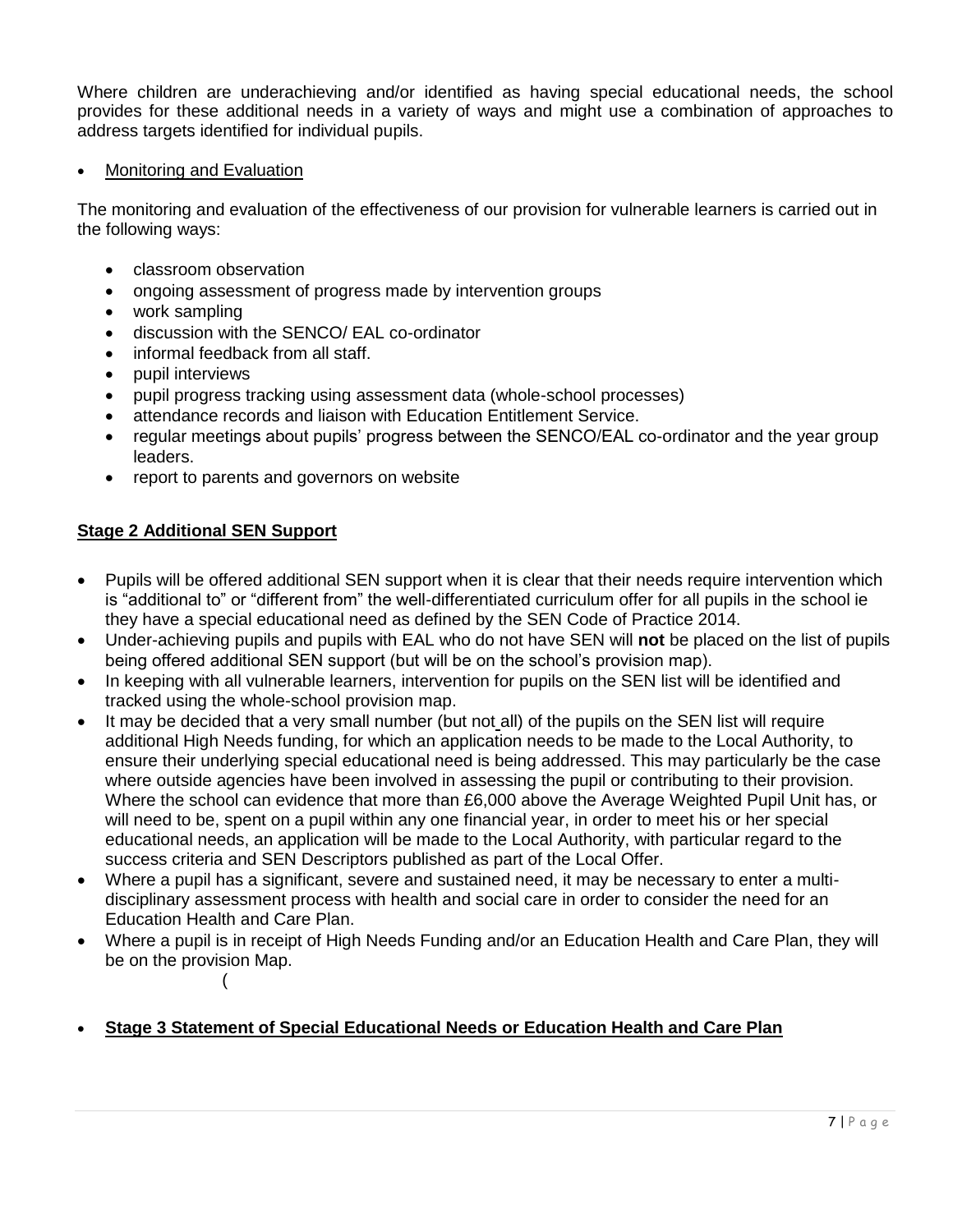Where children are underachieving and/or identified as having special educational needs, the school provides for these additional needs in a variety of ways and might use a combination of approaches to address targets identified for individual pupils.

- Monitoring and Evaluation

The monitoring and evaluation of the effectiveness of our provision for vulnerable learners is carried out in the following ways:

- classroom observation
- ongoing assessment of progress made by intervention groups
- work sampling
- discussion with the SENCO/ EAL co-ordinator
- informal feedback from all staff.
- pupil interviews
- pupil progress tracking using assessment data (whole-school processes)
- attendance records and liaison with Education Entitlement Service.
- regular meetings about pupils' progress between the SENCO/EAL co-ordinator and the year group leaders.
- report to parents and governors on website

## Stage 2 Additional SEN Support

- Pupils will be offered additional SEN support when it is clear that their needs require intervention which is "additional to" or "different from" the well-differentiated curriculum offer for all pupils in the school ie they have a special educational need as defined by the SEN Code of Practice 2014.
- Under-achieving pupils and pupils with EAL who do not have SEN will **not** be placed on the list of pupils being offered additional SEN support (but will be on the school's provision map).
- In keeping with all vulnerable learners, intervention for pupils on the SEN list will be identified and tracked using the whole-school provision map.
- It may be decided that a very small number (but not all) of the pupils on the SEN list will require additional High Needs funding, for which an application needs to be made to the Local Authority, to ensure their underlying special educational need is being addressed. This may particularly be the case where outside agencies have been involved in assessing the pupil or contributing to their provision. Where the school can evidence that more than £6,000 above the Average Weighted Pupil Unit has, or will need to be, spent on a pupil within any one financial year, in order to meet his or her special educational needs, an application will be made to the Local Authority, with particular regard to the success criteria and SEN Descriptors published as part of the Local Offer.
- Where a pupil has a significant, severe and sustained need, it may be necessary to enter a multi-disciplinary assessment process with health and social care in order to consider the need for an Education Health and Care Plan.
- Where a pupil is in receipt of High Needs Funding and/or an Education Health and Care Plan, they will be on the provision Map.

(

- **Stage 3 Statement of Special Educational Needs or Education Health and Care Plan**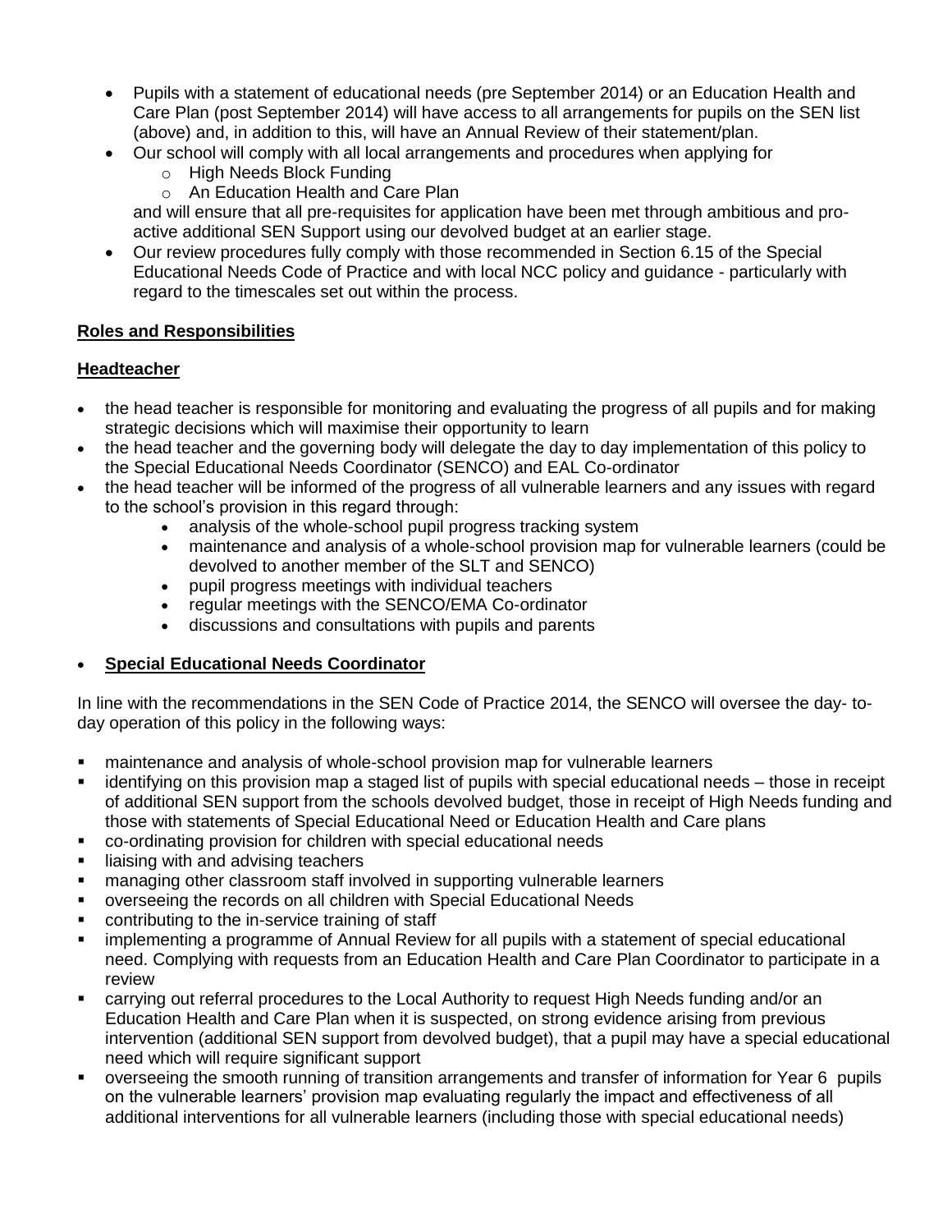- Pupils with a statement of educational needs (pre September 2014) or an Education Health and Care Plan (post September 2014) will have access to all arrangements for pupils on the SEN list (above) and, in addition to this, will have an Annual Review of their statement/plan.
- Our school will comply with all local arrangements and procedures when applying for
    - High Needs Block Funding
    - An Education Health and Care Plan

  and will ensure that all pre-requisites for application have been met through ambitious and pro-active additional SEN Support using our devolved budget at an earlier stage.
- Our review procedures fully comply with those recommended in Section 6.15 of the Special Educational Needs Code of Practice and with local NCC policy and guidance - particularly with regard to the timescales set out within the process.

**Roles and Responsibilities**

**Headteacher**

- the head teacher is responsible for monitoring and evaluating the progress of all pupils and for making strategic decisions which will maximise their opportunity to learn
- the head teacher and the governing body will delegate the day to day implementation of this policy to the Special Educational Needs Coordinator (SENCO) and EAL Co-ordinator
- the head teacher will be informed of the progress of all vulnerable learners and any issues with regard to the school's provision in this regard through:
    - analysis of the whole-school pupil progress tracking system
    - maintenance and analysis of a whole-school provision map for vulnerable learners (could be devolved to another member of the SLT and SENCO)
    - pupil progress meetings with individual teachers
    - regular meetings with the SENCO/EMA Co-ordinator
    - discussions and consultations with pupils and parents

- **Special Educational Needs Coordinator**

In line with the recommendations in the SEN Code of Practice 2014, the SENCO will oversee the day- to-day operation of this policy in the following ways:

- maintenance and analysis of whole-school provision map for vulnerable learners
- identifying on this provision map a staged list of pupils with special educational needs – those in receipt of additional SEN support from the schools devolved budget, those in receipt of High Needs funding and those with statements of Special Educational Need or Education Health and Care plans
- co-ordinating provision for children with special educational needs
- liaising with and advising teachers
- managing other classroom staff involved in supporting vulnerable learners
- overseeing the records on all children with Special Educational Needs
- contributing to the in-service training of staff
- implementing a programme of Annual Review for all pupils with a statement of special educational need. Complying with requests from an Education Health and Care Plan Coordinator to participate in a review
- carrying out referral procedures to the Local Authority to request High Needs funding and/or an Education Health and Care Plan when it is suspected, on strong evidence arising from previous intervention (additional SEN support from devolved budget), that a pupil may have a special educational need which will require significant support
- overseeing the smooth running of transition arrangements and transfer of information for Year 6 pupils on the vulnerable learners' provision map evaluating regularly the impact and effectiveness of all additional interventions for all vulnerable learners (including those with special educational needs)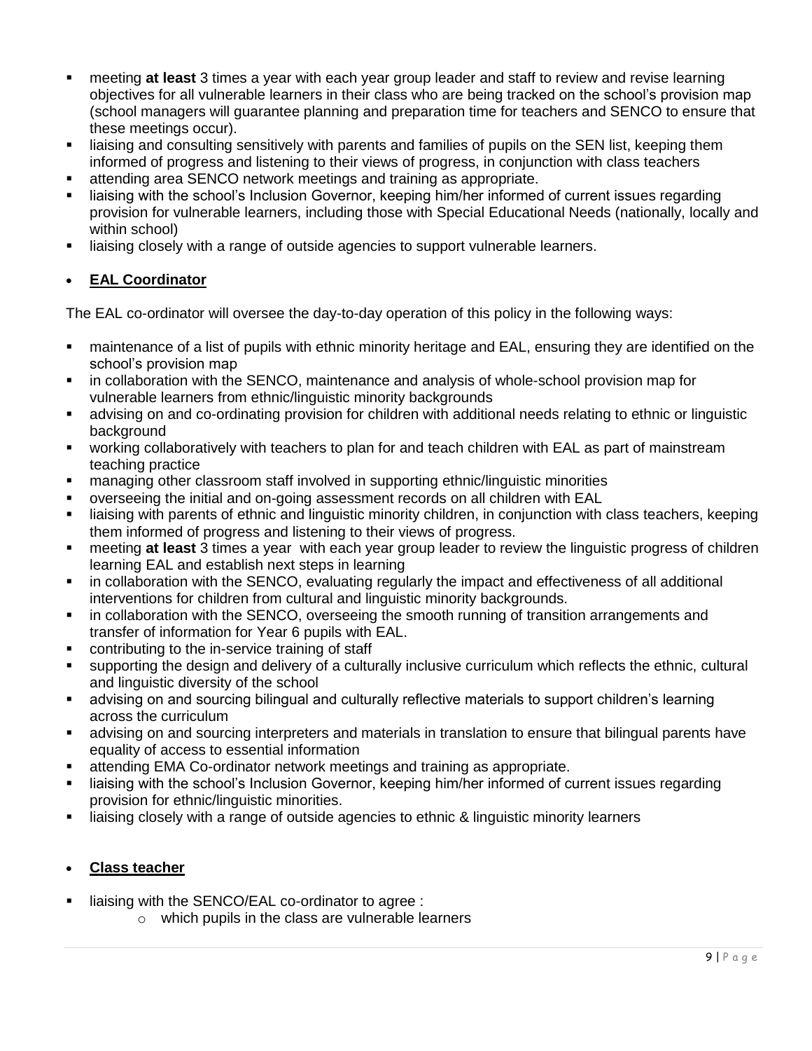- meeting **at least** 3 times a year with each year group leader and staff to review and revise learning objectives for all vulnerable learners in their class who are being tracked on the school's provision map (school managers will guarantee planning and preparation time for teachers and SENCO to ensure that these meetings occur).
- liaising and consulting sensitively with parents and families of pupils on the SEN list, keeping them informed of progress and listening to their views of progress, in conjunction with class teachers
- attending area SENCO network meetings and training as appropriate.
- liaising with the school's Inclusion Governor, keeping him/her informed of current issues regarding provision for vulnerable learners, including those with Special Educational Needs (nationally, locally and within school)
- liaising closely with a range of outside agencies to support vulnerable learners.

- **EAL Coordinator**

The EAL co-ordinator will oversee the day-to-day operation of this policy in the following ways:

- maintenance of a list of pupils with ethnic minority heritage and EAL, ensuring they are identified on the school's provision map
- in collaboration with the SENCO, maintenance and analysis of whole-school provision map for vulnerable learners from ethnic/linguistic minority backgrounds
- advising on and co-ordinating provision for children with additional needs relating to ethnic or linguistic background
- working collaboratively with teachers to plan for and teach children with EAL as part of mainstream teaching practice
- managing other classroom staff involved in supporting ethnic/linguistic minorities
- overseeing the initial and on-going assessment records on all children with EAL
- liaising with parents of ethnic and linguistic minority children, in conjunction with class teachers, keeping them informed of progress and listening to their views of progress.
- meeting **at least** 3 times a year with each year group leader to review the linguistic progress of children learning EAL and establish next steps in learning
- in collaboration with the SENCO, evaluating regularly the impact and effectiveness of all additional interventions for children from cultural and linguistic minority backgrounds.
- in collaboration with the SENCO, overseeing the smooth running of transition arrangements and transfer of information for Year 6 pupils with EAL.
- contributing to the in-service training of staff
- supporting the design and delivery of a culturally inclusive curriculum which reflects the ethnic, cultural and linguistic diversity of the school
- advising on and sourcing bilingual and culturally reflective materials to support children's learning across the curriculum
- advising on and sourcing interpreters and materials in translation to ensure that bilingual parents have equality of access to essential information
- attending EMA Co-ordinator network meetings and training as appropriate.
- liaising with the school's Inclusion Governor, keeping him/her informed of current issues regarding provision for ethnic/linguistic minorities.
- liaising closely with a range of outside agencies to ethnic & linguistic minority learners

- **Class teacher**

- liaising with the SENCO/EAL co-ordinator to agree :
  - which pupils in the class are vulnerable learners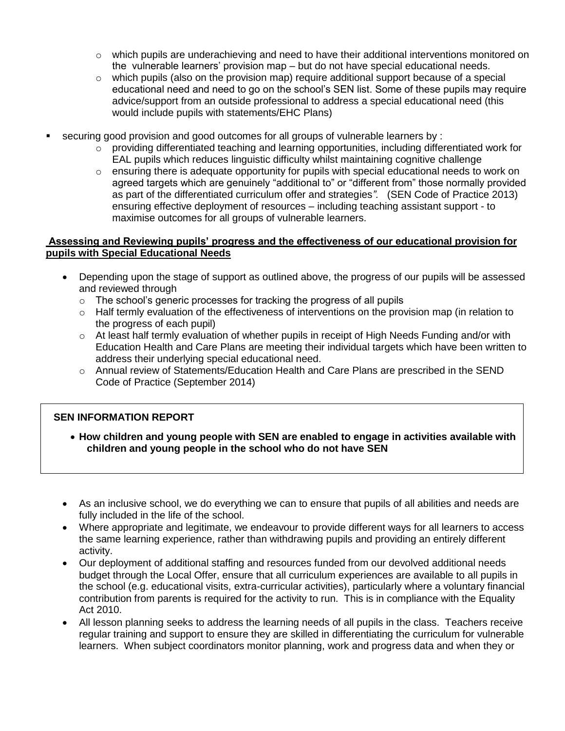- which pupils are underachieving and need to have their additional interventions monitored on the vulnerable learners' provision map – but do not have special educational needs.
- which pupils (also on the provision map) require additional support because of a special educational need and need to go on the school's SEN list. Some of these pupils may require advice/support from an outside professional to address a special educational need (this would include pupils with statements/EHC Plans)

- securing good provision and good outcomes for all groups of vulnerable learners by :
  - providing differentiated teaching and learning opportunities, including differentiated work for EAL pupils which reduces linguistic difficulty whilst maintaining cognitive challenge
  - ensuring there is adequate opportunity for pupils with special educational needs to work on agreed targets which are genuinely "additional to" or "different from" those normally provided as part of the differentiated curriculum offer and strategies*".* (SEN Code of Practice 2013) ensuring effective deployment of resources – including teaching assistant support - to maximise outcomes for all groups of vulnerable learners.

**Assessing and Reviewing pupils' progress and the effectiveness of our educational provision for pupils with Special Educational Needs**

- Depending upon the stage of support as outlined above, the progress of our pupils will be assessed and reviewed through
  - The school's generic processes for tracking the progress of all pupils
  - Half termly evaluation of the effectiveness of interventions on the provision map (in relation to the progress of each pupil)
  - At least half termly evaluation of whether pupils in receipt of High Needs Funding and/or with Education Health and Care Plans are meeting their individual targets which have been written to address their underlying special educational need.
  - Annual review of Statements/Education Health and Care Plans are prescribed in the SEND Code of Practice (September 2014)

**SEN INFORMATION REPORT**

- **How children and young people with SEN are enabled to engage in activities available with children and young people in the school who do not have SEN**

- As an inclusive school, we do everything we can to ensure that pupils of all abilities and needs are fully included in the life of the school.
- Where appropriate and legitimate, we endeavour to provide different ways for all learners to access the same learning experience, rather than withdrawing pupils and providing an entirely different activity.
- Our deployment of additional staffing and resources funded from our devolved additional needs budget through the Local Offer, ensure that all curriculum experiences are available to all pupils in the school (e.g. educational visits, extra-curricular activities), particularly where a voluntary financial contribution from parents is required for the activity to run. This is in compliance with the Equality Act 2010.
- All lesson planning seeks to address the learning needs of all pupils in the class. Teachers receive regular training and support to ensure they are skilled in differentiating the curriculum for vulnerable learners. When subject coordinators monitor planning, work and progress data and when they or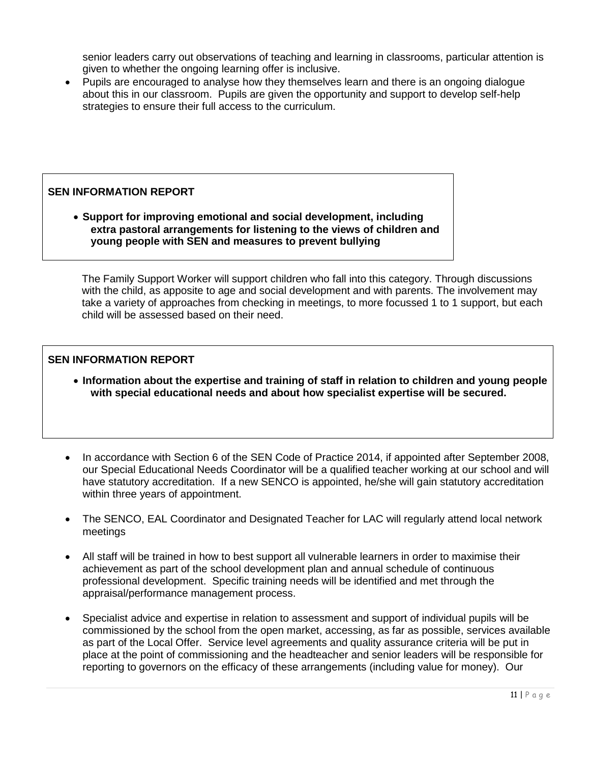senior leaders carry out observations of teaching and learning in classrooms, particular attention is given to whether the ongoing learning offer is inclusive.

- Pupils are encouraged to analyse how they themselves learn and there is an ongoing dialogue about this in our classroom. Pupils are given the opportunity and support to develop self-help strategies to ensure their full access to the curriculum.

**SEN INFORMATION REPORT**

- **Support for improving emotional and social development, including extra pastoral arrangements for listening to the views of children and young people with SEN and measures to prevent bullying**

The Family Support Worker will support children who fall into this category. Through discussions with the child, as apposite to age and social development and with parents. The involvement may take a variety of approaches from checking in meetings, to more focussed 1 to 1 support, but each child will be assessed based on their need.

**SEN INFORMATION REPORT**

- **Information about the expertise and training of staff in relation to children and young people with special educational needs and about how specialist expertise will be secured.**

- In accordance with Section 6 of the SEN Code of Practice 2014, if appointed after September 2008, our Special Educational Needs Coordinator will be a qualified teacher working at our school and will have statutory accreditation. If a new SENCO is appointed, he/she will gain statutory accreditation within three years of appointment.

- The SENCO, EAL Coordinator and Designated Teacher for LAC will regularly attend local network meetings

- All staff will be trained in how to best support all vulnerable learners in order to maximise their achievement as part of the school development plan and annual schedule of continuous professional development. Specific training needs will be identified and met through the appraisal/performance management process.

- Specialist advice and expertise in relation to assessment and support of individual pupils will be commissioned by the school from the open market, accessing, as far as possible, services available as part of the Local Offer. Service level agreements and quality assurance criteria will be put in place at the point of commissioning and the headteacher and senior leaders will be responsible for reporting to governors on the efficacy of these arrangements (including value for money). Our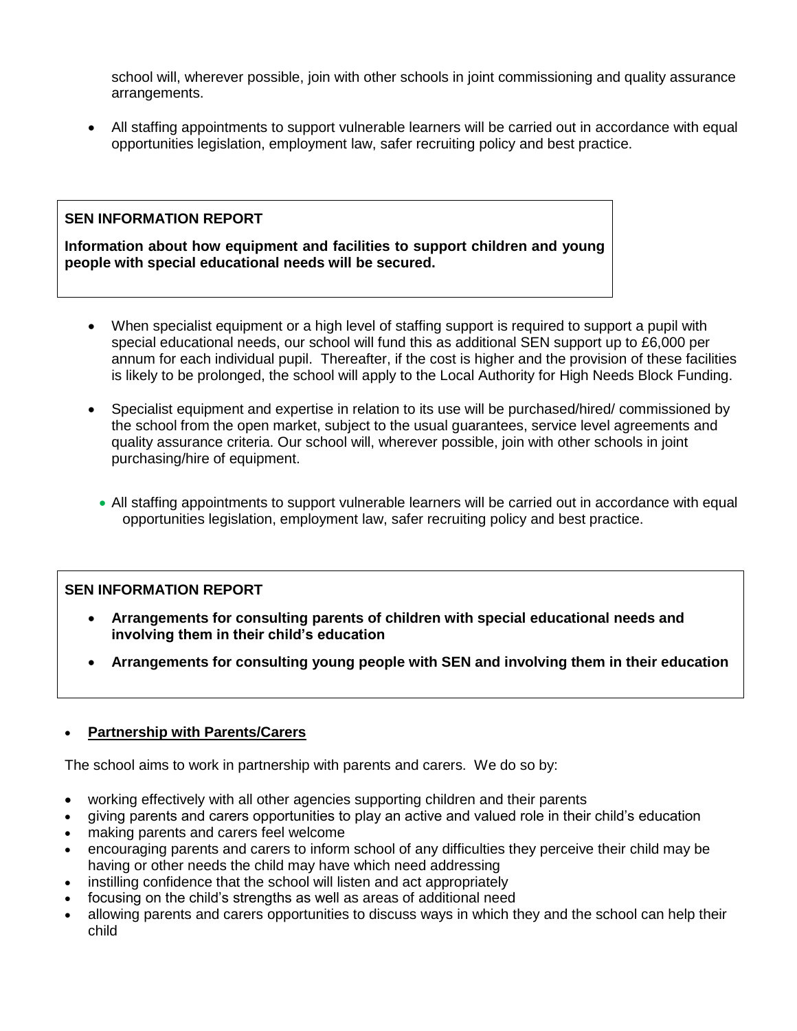school will, wherever possible, join with other schools in joint commissioning and quality assurance arrangements.

- All staffing appointments to support vulnerable learners will be carried out in accordance with equal opportunities legislation, employment law, safer recruiting policy and best practice.

**SEN INFORMATION REPORT**

**Information about how equipment and facilities to support children and young people with special educational needs will be secured.**

- When specialist equipment or a high level of staffing support is required to support a pupil with special educational needs, our school will fund this as additional SEN support up to £6,000 per annum for each individual pupil. Thereafter, if the cost is higher and the provision of these facilities is likely to be prolonged, the school will apply to the Local Authority for High Needs Block Funding.

- Specialist equipment and expertise in relation to its use will be purchased/hired/ commissioned by the school from the open market, subject to the usual guarantees, service level agreements and quality assurance criteria. Our school will, wherever possible, join with other schools in joint purchasing/hire of equipment.

- All staffing appointments to support vulnerable learners will be carried out in accordance with equal opportunities legislation, employment law, safer recruiting policy and best practice.

**SEN INFORMATION REPORT**

- **Arrangements for consulting parents of children with special educational needs and involving them in their child's education**
- **Arrangements for consulting young people with SEN and involving them in their education**

- **<u>Partnership with Parents/Carers</u>**

The school aims to work in partnership with parents and carers. We do so by:

- working effectively with all other agencies supporting children and their parents
- giving parents and carers opportunities to play an active and valued role in their child's education
- making parents and carers feel welcome
- encouraging parents and carers to inform school of any difficulties they perceive their child may be having or other needs the child may have which need addressing
- instilling confidence that the school will listen and act appropriately
- focusing on the child's strengths as well as areas of additional need
- allowing parents and carers opportunities to discuss ways in which they and the school can help their child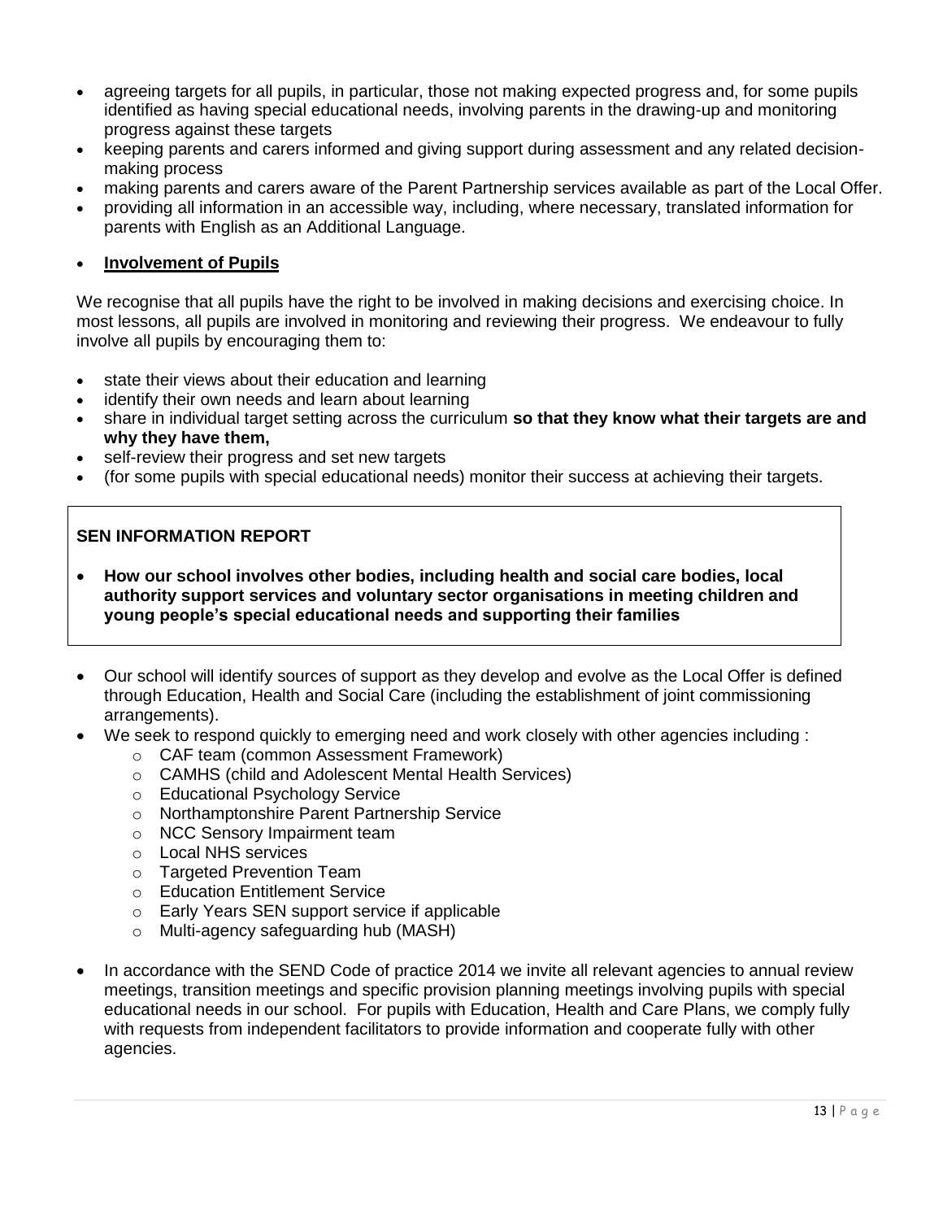- agreeing targets for all pupils, in particular, those not making expected progress and, for some pupils identified as having special educational needs, involving parents in the drawing-up and monitoring progress against these targets
- keeping parents and carers informed and giving support during assessment and any related decision-making process
- making parents and carers aware of the Parent Partnership services available as part of the Local Offer.
- providing all information in an accessible way, including, where necessary, translated information for parents with English as an Additional Language.

- **<u>Involvement of Pupils</u>**

We recognise that all pupils have the right to be involved in making decisions and exercising choice. In most lessons, all pupils are involved in monitoring and reviewing their progress. We endeavour to fully involve all pupils by encouraging them to:

- state their views about their education and learning
- identify their own needs and learn about learning
- share in individual target setting across the curriculum **so that they know what their targets are and why they have them,**
- self-review their progress and set new targets
- (for some pupils with special educational needs) monitor their success at achieving their targets.

**SEN INFORMATION REPORT**

- **How our school involves other bodies, including health and social care bodies, local authority support services and voluntary sector organisations in meeting children and young people's special educational needs and supporting their families**

- Our school will identify sources of support as they develop and evolve as the Local Offer is defined through Education, Health and Social Care (including the establishment of joint commissioning arrangements).
- We seek to respond quickly to emerging need and work closely with other agencies including :
  - CAF team (common Assessment Framework)
  - CAMHS (child and Adolescent Mental Health Services)
  - Educational Psychology Service
  - Northamptonshire Parent Partnership Service
  - NCC Sensory Impairment team
  - Local NHS services
  - Targeted Prevention Team
  - Education Entitlement Service
  - Early Years SEN support service if applicable
  - Multi-agency safeguarding hub (MASH)
- In accordance with the SEND Code of practice 2014 we invite all relevant agencies to annual review meetings, transition meetings and specific provision planning meetings involving pupils with special educational needs in our school. For pupils with Education, Health and Care Plans, we comply fully with requests from independent facilitators to provide information and cooperate fully with other agencies.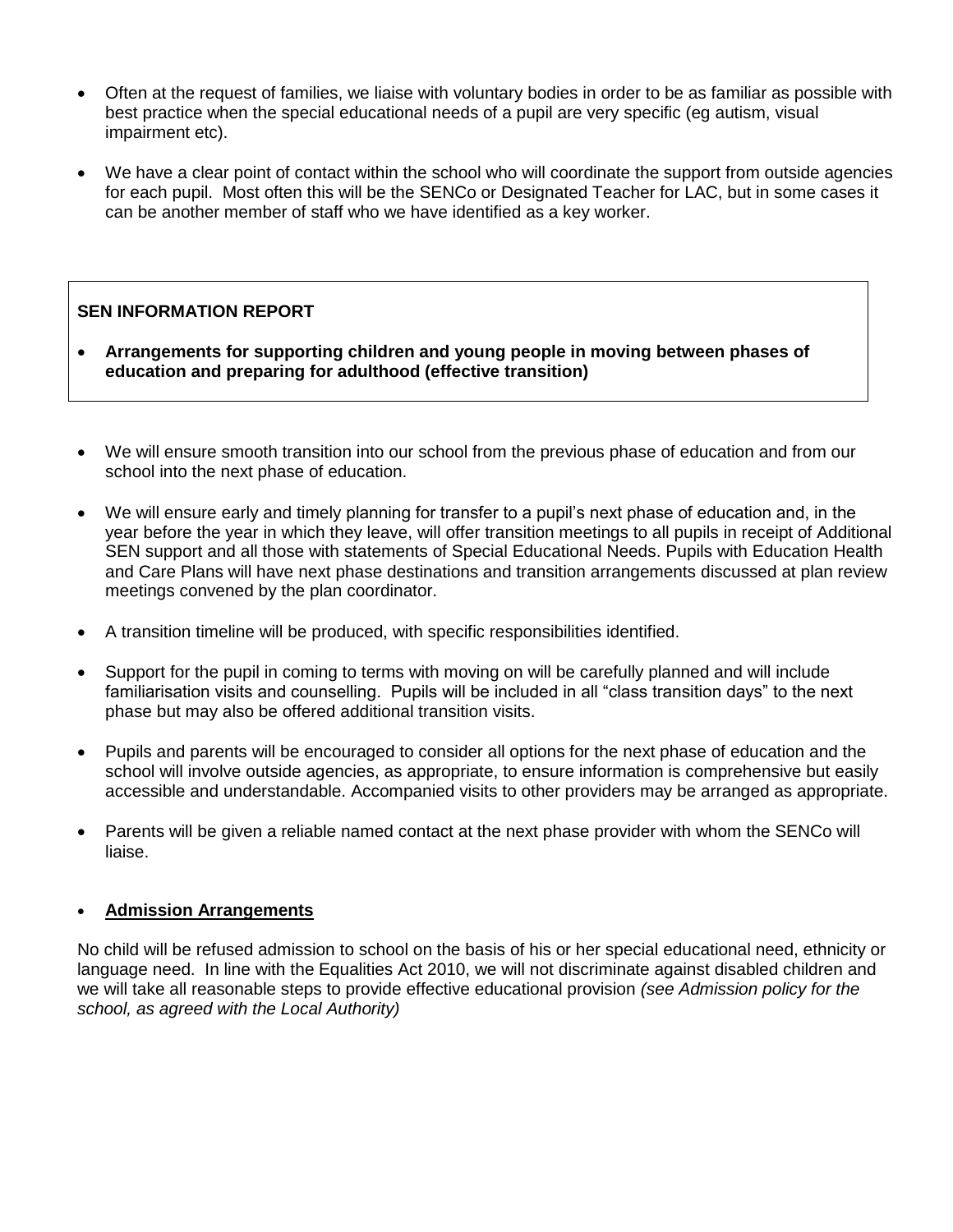- Often at the request of families, we liaise with voluntary bodies in order to be as familiar as possible with best practice when the special educational needs of a pupil are very specific (eg autism, visual impairment etc).

- We have a clear point of contact within the school who will coordinate the support from outside agencies for each pupil. Most often this will be the SENCo or Designated Teacher for LAC, but in some cases it can be another member of staff who we have identified as a key worker.

**SEN INFORMATION REPORT**

- **Arrangements for supporting children and young people in moving between phases of education and preparing for adulthood (effective transition)**

- We will ensure smooth transition into our school from the previous phase of education and from our school into the next phase of education.

- We will ensure early and timely planning for transfer to a pupil's next phase of education and, in the year before the year in which they leave, will offer transition meetings to all pupils in receipt of Additional SEN support and all those with statements of Special Educational Needs. Pupils with Education Health and Care Plans will have next phase destinations and transition arrangements discussed at plan review meetings convened by the plan coordinator.

- A transition timeline will be produced, with specific responsibilities identified.

- Support for the pupil in coming to terms with moving on will be carefully planned and will include familiarisation visits and counselling. Pupils will be included in all "class transition days" to the next phase but may also be offered additional transition visits.

- Pupils and parents will be encouraged to consider all options for the next phase of education and the school will involve outside agencies, as appropriate, to ensure information is comprehensive but easily accessible and understandable. Accompanied visits to other providers may be arranged as appropriate.

- Parents will be given a reliable named contact at the next phase provider with whom the SENCo will liaise.

- **Admission Arrangements**

No child will be refused admission to school on the basis of his or her special educational need, ethnicity or language need. In line with the Equalities Act 2010, we will not discriminate against disabled children and we will take all reasonable steps to provide effective educational provision *(see Admission policy for the school, as agreed with the Local Authority)*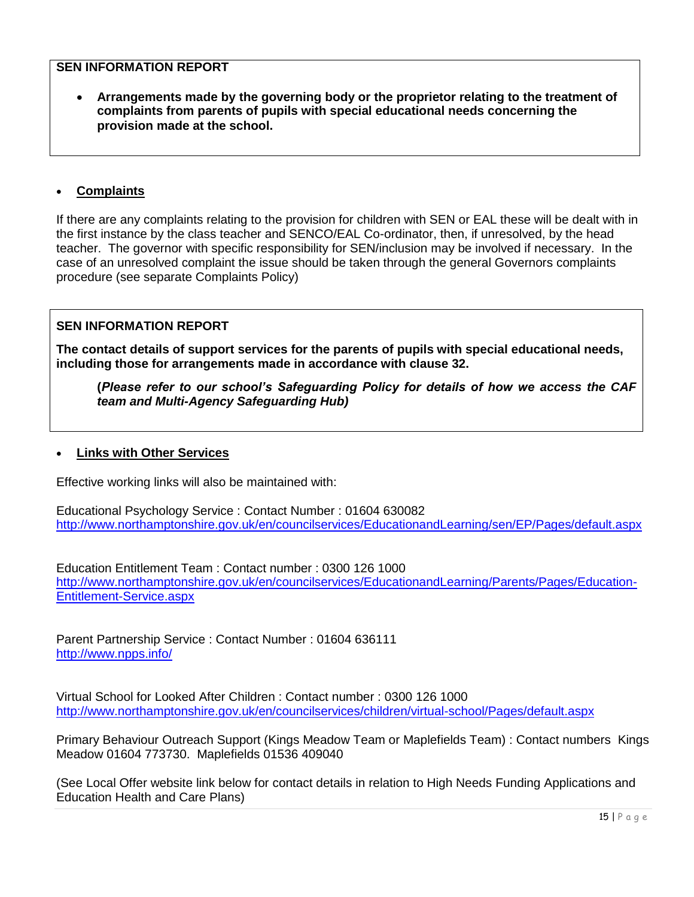**SEN INFORMATION REPORT**

- **Arrangements made by the governing body or the proprietor relating to the treatment of complaints from parents of pupils with special educational needs concerning the provision made at the school.**

- **<u>Complaints</u>**

If there are any complaints relating to the provision for children with SEN or EAL these will be dealt with in the first instance by the class teacher and SENCO/EAL Co-ordinator, then, if unresolved, by the head teacher. The governor with specific responsibility for SEN/inclusion may be involved if necessary. In the case of an unresolved complaint the issue should be taken through the general Governors complaints procedure (see separate Complaints Policy)

**SEN INFORMATION REPORT**

**The contact details of support services for the parents of pupils with special educational needs, including those for arrangements made in accordance with clause 32.**

> **(*Please refer to our school's Safeguarding Policy for details of how we access the CAF team and Multi-Agency Safeguarding Hub)***

- **<u>Links with Other Services</u>**

Effective working links will also be maintained with:

Educational Psychology Service : Contact Number : 01604 630082
http://www.northamptonshire.gov.uk/en/councilservices/EducationandLearning/sen/EP/Pages/default.aspx

Education Entitlement Team : Contact number : 0300 126 1000
http://www.northamptonshire.gov.uk/en/councilservices/EducationandLearning/Parents/Pages/Education-Entitlement-Service.aspx

Parent Partnership Service : Contact Number : 01604 636111
http://www.npps.info/

Virtual School for Looked After Children : Contact number : 0300 126 1000
http://www.northamptonshire.gov.uk/en/councilservices/children/virtual-school/Pages/default.aspx

Primary Behaviour Outreach Support (Kings Meadow Team or Maplefields Team) : Contact numbers Kings Meadow 01604 773730. Maplefields 01536 409040

(See Local Offer website link below for contact details in relation to High Needs Funding Applications and Education Health and Care Plans)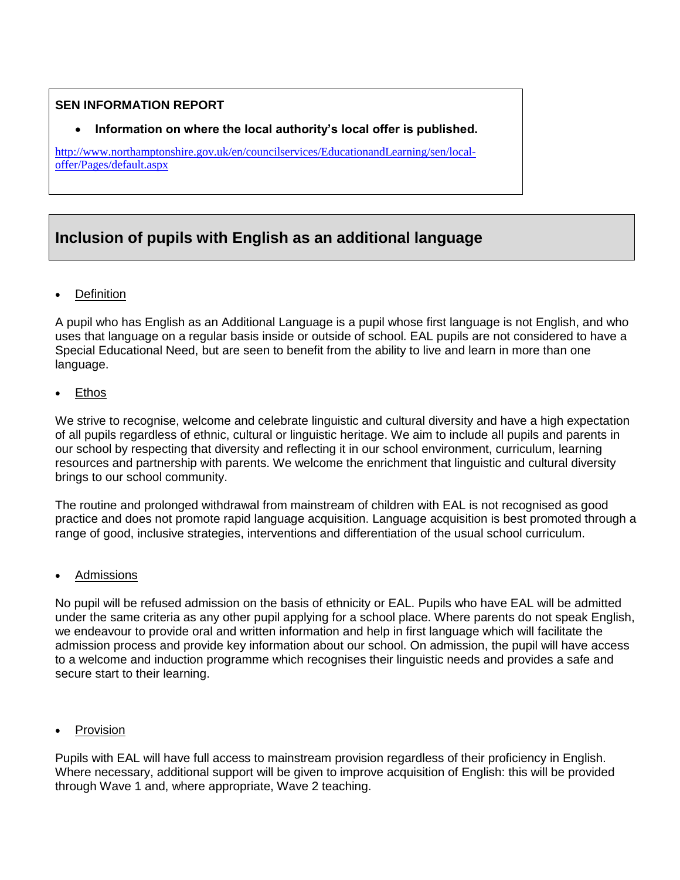**SEN INFORMATION REPORT**

- **Information on where the local authority's local offer is published.**

[http://www.northamptonshire.gov.uk/en/councilservices/EducationandLearning/sen/local-offer/Pages/default.aspx](http://www.northamptonshire.gov.uk/en/councilservices/EducationandLearning/sen/local-offer/Pages/default.aspx)

## Inclusion of pupils with English as an additional language

- Definition

A pupil who has English as an Additional Language is a pupil whose first language is not English, and who uses that language on a regular basis inside or outside of school. EAL pupils are not considered to have a Special Educational Need, but are seen to benefit from the ability to live and learn in more than one language.

- Ethos

We strive to recognise, welcome and celebrate linguistic and cultural diversity and have a high expectation of all pupils regardless of ethnic, cultural or linguistic heritage. We aim to include all pupils and parents in our school by respecting that diversity and reflecting it in our school environment, curriculum, learning resources and partnership with parents. We welcome the enrichment that linguistic and cultural diversity brings to our school community.

The routine and prolonged withdrawal from mainstream of children with EAL is not recognised as good practice and does not promote rapid language acquisition. Language acquisition is best promoted through a range of good, inclusive strategies, interventions and differentiation of the usual school curriculum.

- Admissions

No pupil will be refused admission on the basis of ethnicity or EAL. Pupils who have EAL will be admitted under the same criteria as any other pupil applying for a school place. Where parents do not speak English, we endeavour to provide oral and written information and help in first language which will facilitate the admission process and provide key information about our school. On admission, the pupil will have access to a welcome and induction programme which recognises their linguistic needs and provides a safe and secure start to their learning.

- Provision

Pupils with EAL will have full access to mainstream provision regardless of their proficiency in English. Where necessary, additional support will be given to improve acquisition of English: this will be provided through Wave 1 and, where appropriate, Wave 2 teaching.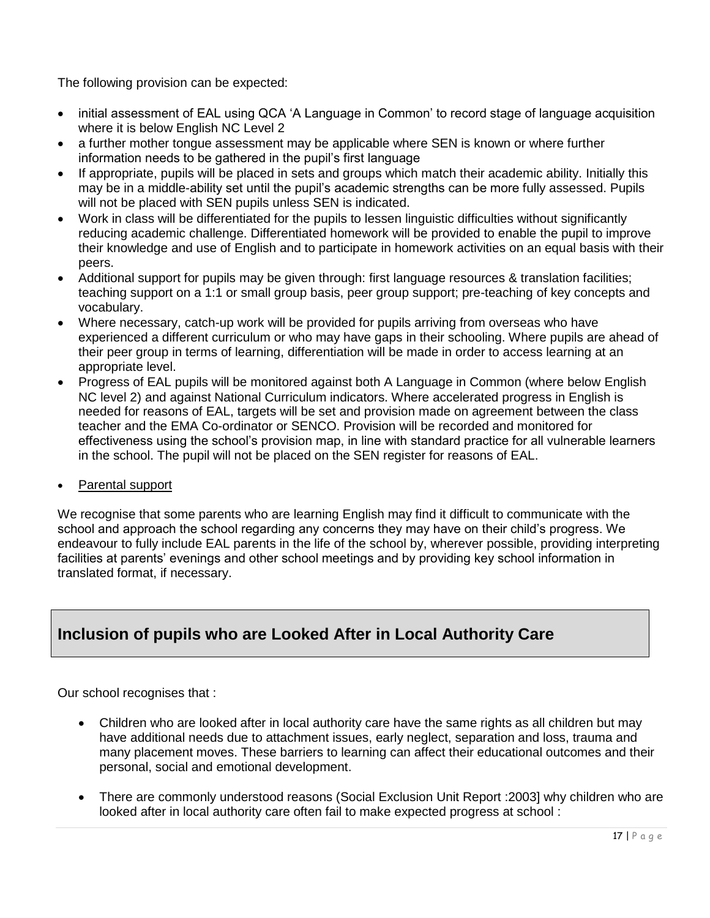The following provision can be expected:

- initial assessment of EAL using QCA 'A Language in Common' to record stage of language acquisition where it is below English NC Level 2
- a further mother tongue assessment may be applicable where SEN is known or where further information needs to be gathered in the pupil's first language
- If appropriate, pupils will be placed in sets and groups which match their academic ability. Initially this may be in a middle-ability set until the pupil's academic strengths can be more fully assessed. Pupils will not be placed with SEN pupils unless SEN is indicated.
- Work in class will be differentiated for the pupils to lessen linguistic difficulties without significantly reducing academic challenge. Differentiated homework will be provided to enable the pupil to improve their knowledge and use of English and to participate in homework activities on an equal basis with their peers.
- Additional support for pupils may be given through: first language resources & translation facilities; teaching support on a 1:1 or small group basis, peer group support; pre-teaching of key concepts and vocabulary.
- Where necessary, catch-up work will be provided for pupils arriving from overseas who have experienced a different curriculum or who may have gaps in their schooling. Where pupils are ahead of their peer group in terms of learning, differentiation will be made in order to access learning at an appropriate level.
- Progress of EAL pupils will be monitored against both A Language in Common (where below English NC level 2) and against National Curriculum indicators. Where accelerated progress in English is needed for reasons of EAL, targets will be set and provision made on agreement between the class teacher and the EMA Co-ordinator or SENCO. Provision will be recorded and monitored for effectiveness using the school's provision map, in line with standard practice for all vulnerable learners in the school. The pupil will not be placed on the SEN register for reasons of EAL.

- Parental support

We recognise that some parents who are learning English may find it difficult to communicate with the school and approach the school regarding any concerns they may have on their child's progress. We endeavour to fully include EAL parents in the life of the school by, wherever possible, providing interpreting facilities at parents' evenings and other school meetings and by providing key school information in translated format, if necessary.

## Inclusion of pupils who are Looked After in Local Authority Care

Our school recognises that :

- Children who are looked after in local authority care have the same rights as all children but may have additional needs due to attachment issues, early neglect, separation and loss, trauma and many placement moves. These barriers to learning can affect their educational outcomes and their personal, social and emotional development.

- There are commonly understood reasons (Social Exclusion Unit Report :2003] why children who are looked after in local authority care often fail to make expected progress at school :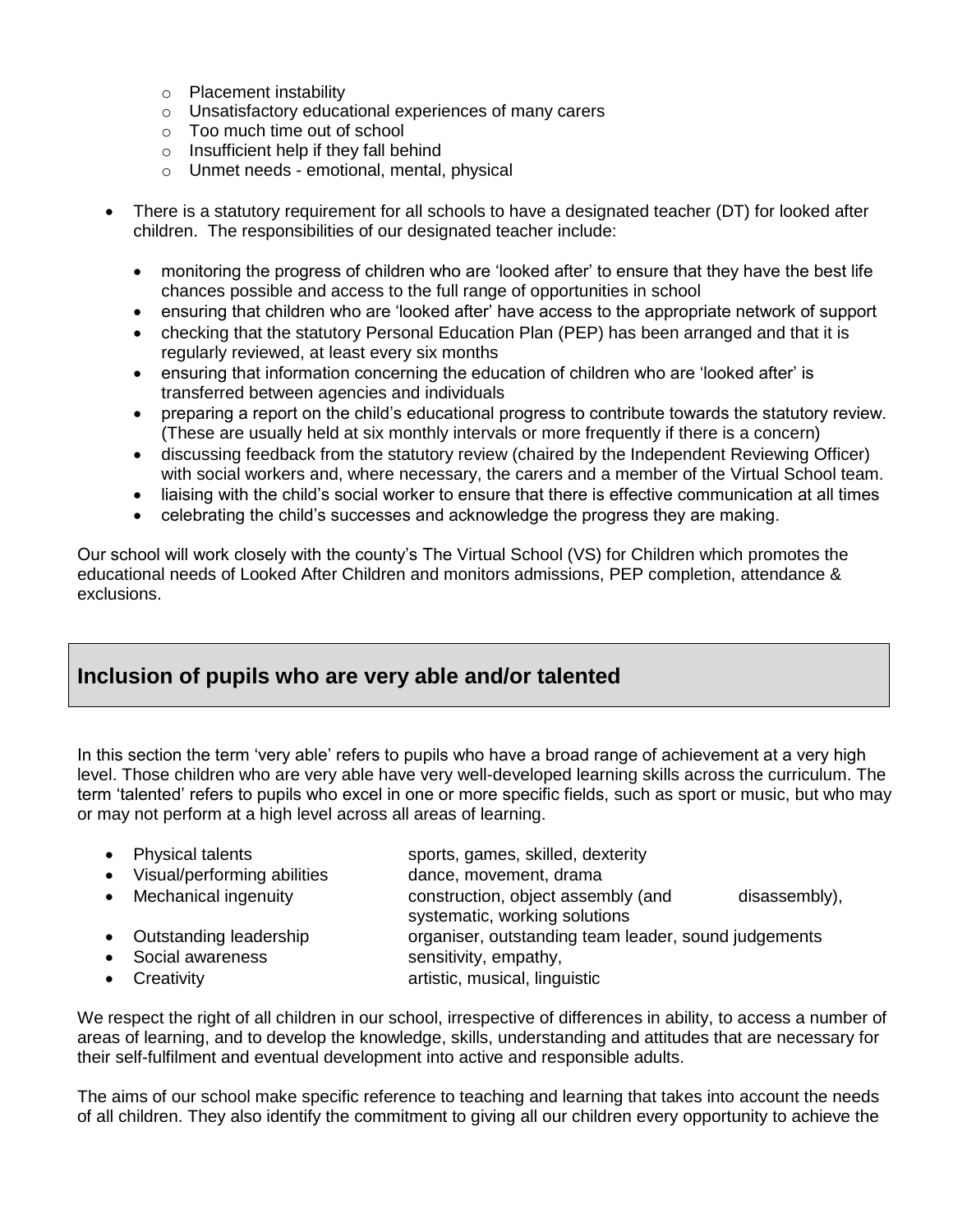- Placement instability
  - Unsatisfactory educational experiences of many carers
  - Too much time out of school
  - Insufficient help if they fall behind
  - Unmet needs - emotional, mental, physical

- There is a statutory requirement for all schools to have a designated teacher (DT) for looked after children. The responsibilities of our designated teacher include:

  - monitoring the progress of children who are 'looked after' to ensure that they have the best life chances possible and access to the full range of opportunities in school
  - ensuring that children who are 'looked after' have access to the appropriate network of support
  - checking that the statutory Personal Education Plan (PEP) has been arranged and that it is regularly reviewed, at least every six months
  - ensuring that information concerning the education of children who are 'looked after' is transferred between agencies and individuals
  - preparing a report on the child's educational progress to contribute towards the statutory review. (These are usually held at six monthly intervals or more frequently if there is a concern)
  - discussing feedback from the statutory review (chaired by the Independent Reviewing Officer) with social workers and, where necessary, the carers and a member of the Virtual School team.
  - liaising with the child's social worker to ensure that there is effective communication at all times
  - celebrating the child's successes and acknowledge the progress they are making.

Our school will work closely with the county's The Virtual School (VS) for Children which promotes the educational needs of Looked After Children and monitors admissions, PEP completion, attendance & exclusions.

## Inclusion of pupils who are very able and/or talented

In this section the term 'very able' refers to pupils who have a broad range of achievement at a very high level. Those children who are very able have very well-developed learning skills across the curriculum. The term 'talented' refers to pupils who excel in one or more specific fields, such as sport or music, but who may or may not perform at a high level across all areas of learning.

- Physical talents — sports, games, skilled, dexterity
- Visual/performing abilities — dance, movement, drama
- Mechanical ingenuity — construction, object assembly (and disassembly), systematic, working solutions
- Outstanding leadership — organiser, outstanding team leader, sound judgements
- Social awareness — sensitivity, empathy,
- Creativity — artistic, musical, linguistic

We respect the right of all children in our school, irrespective of differences in ability, to access a number of areas of learning, and to develop the knowledge, skills, understanding and attitudes that are necessary for their self-fulfilment and eventual development into active and responsible adults.

The aims of our school make specific reference to teaching and learning that takes into account the needs of all children. They also identify the commitment to giving all our children every opportunity to achieve the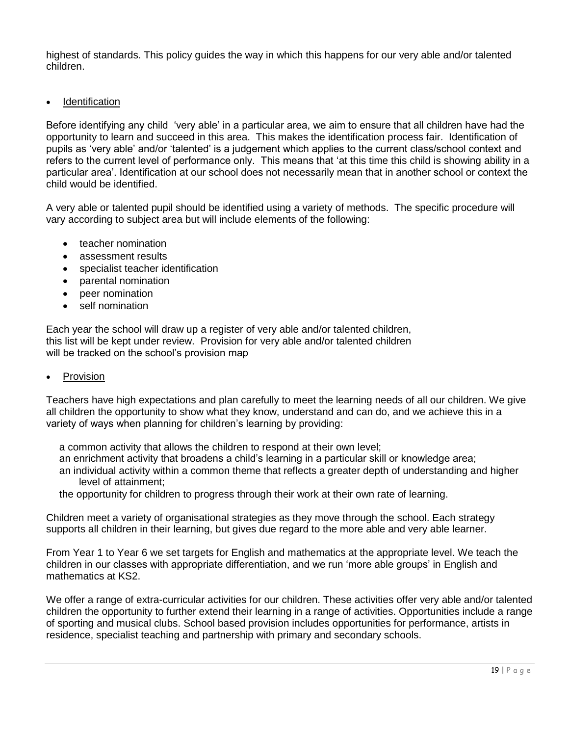highest of standards. This policy guides the way in which this happens for our very able and/or talented children.

- <u>Identification</u>

Before identifying any child 'very able' in a particular area, we aim to ensure that all children have had the opportunity to learn and succeed in this area. This makes the identification process fair. Identification of pupils as 'very able' and/or 'talented' is a judgement which applies to the current class/school context and refers to the current level of performance only. This means that 'at this time this child is showing ability in a particular area'. Identification at our school does not necessarily mean that in another school or context the child would be identified.

A very able or talented pupil should be identified using a variety of methods. The specific procedure will vary according to subject area but will include elements of the following:

- teacher nomination
- assessment results
- specialist teacher identification
- parental nomination
- peer nomination
- self nomination

Each year the school will draw up a register of very able and/or talented children, this list will be kept under review. Provision for very able and/or talented children will be tracked on the school's provision map

- <u>Provision</u>

Teachers have high expectations and plan carefully to meet the learning needs of all our children. We give all children the opportunity to show what they know, understand and can do, and we achieve this in a variety of ways when planning for children's learning by providing:

a common activity that allows the children to respond at their own level;
an enrichment activity that broadens a child's learning in a particular skill or knowledge area;
an individual activity within a common theme that reflects a greater depth of understanding and higher level of attainment;
the opportunity for children to progress through their work at their own rate of learning.

Children meet a variety of organisational strategies as they move through the school. Each strategy supports all children in their learning, but gives due regard to the more able and very able learner.

From Year 1 to Year 6 we set targets for English and mathematics at the appropriate level. We teach the children in our classes with appropriate differentiation, and we run 'more able groups' in English and mathematics at KS2.

We offer a range of extra-curricular activities for our children. These activities offer very able and/or talented children the opportunity to further extend their learning in a range of activities. Opportunities include a range of sporting and musical clubs. School based provision includes opportunities for performance, artists in residence, specialist teaching and partnership with primary and secondary schools.